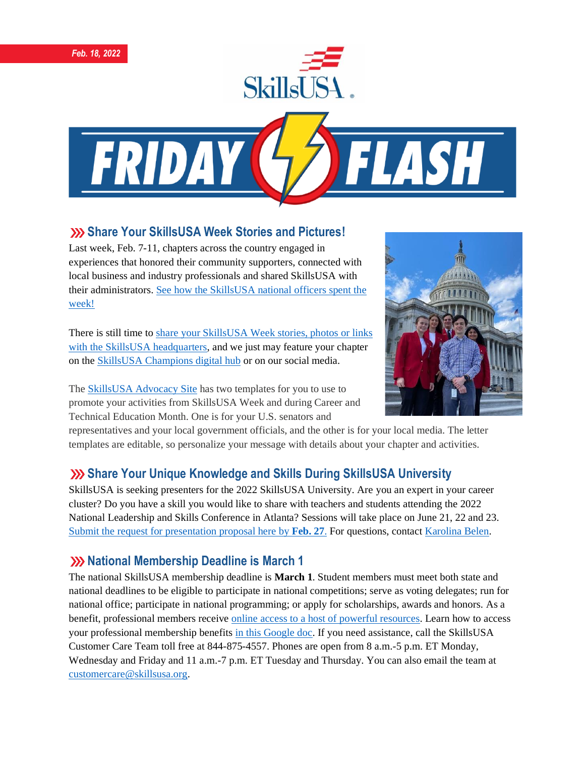*Feb. 18, 2022*

# FRIDAY FLASH

## Share Your SkillsUSA Week Stories and Pictures!

Last week, Feb. 7-11, chapters across the country engaged in experiences that honored their community supporters, connected with local business and industry professionals and shared SkillsUSA with their administrators. See how the SkillsUSA national officers spent the week!

There is still time to share your SkillsUSA Week stories, photos or links with the SkillsUSA headquarters, and we just may feature your chapter on the SkillsUSA Champions digital hub or on our social media.

The SkillsUSA Advocacy Site has two templates for you to use to promote your activities from SkillsUSA Week and during Career and Technical Education Month. One is for your U.S. senators and representatives and your local government officials, and the other is for your local media. The letter templates are editable, so personalize your message with details about your chapter and activities.

## Share Your Unique Knowledge and Skills During SkillsUSA University

SkillsUSA is seeking presenters for the 2022 SkillsUSA University. Are you an expert in your career cluster? Do you have a skill you would like to share with teachers and students attending the 2022 National Leadership and Skills Conference in Atlanta? Sessions will take place on June 21, 22 and 23. Submit the request for presentation proposal here by **Feb. 27**. For questions, contact Karolina Belen.

## National Membership Deadline is March 1

The national SkillsUSA membership deadline is **March 1**. Student members must meet both state and national deadlines to be eligible to participate in national competitions; serve as voting delegates; run for national office; participate in national programming; or apply for scholarships, awards and honors. As a benefit, professional members receive online access to a host of powerful resources. Learn how to access your professional membership benefits in this Google doc. If you need assistance, call the SkillsUSA Customer Care Team toll free at 844-875-4557. Phones are open from 8 a.m.-5 p.m. ET Monday, Wednesday and Friday and 11 a.m.-7 p.m. ET Tuesday and Thursday. You can also email the team at customercare@skillsusa.org.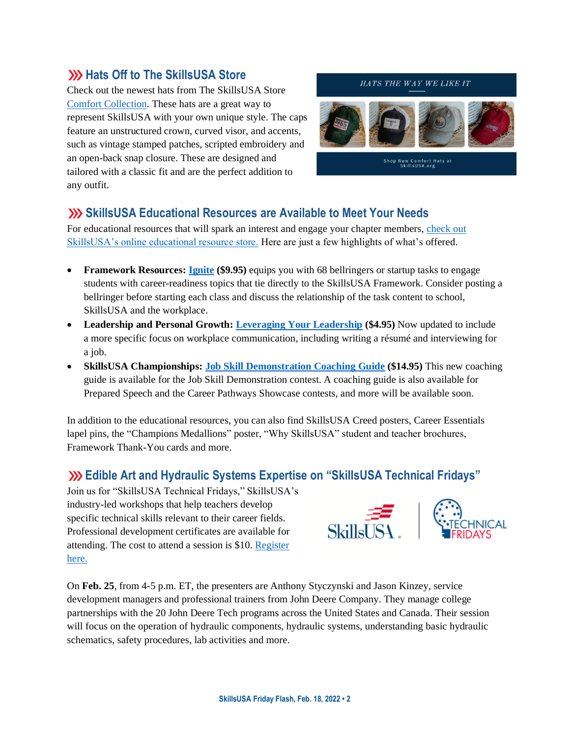## Hats Off to The SkillsUSA Store

Check out the newest hats from The SkillsUSA Store Comfort Collection. These hats are a great way to represent SkillsUSA with your own unique style. The caps feature an unstructured crown, curved visor, and accents, such as vintage stamped patches, scripted embroidery and an open-back snap closure. These are designed and tailored with a classic fit and are the perfect addition to any outfit.

## SkillsUSA Educational Resources are Available to Meet Your Needs

For educational resources that will spark an interest and engage your chapter members, check out SkillsUSA's online educational resource store. Here are just a few highlights of what's offered.

- **Framework Resources: Ignite ($9.95)** equips you with 68 bellringers or startup tasks to engage students with career-readiness topics that tie directly to the SkillsUSA Framework. Consider posting a bellringer before starting each class and discuss the relationship of the task content to school, SkillsUSA and the workplace.
- **Leadership and Personal Growth: Leveraging Your Leadership ($4.95)** Now updated to include a more specific focus on workplace communication, including writing a résumé and interviewing for a job.
- **SkillsUSA Championships: Job Skill Demonstration Coaching Guide ($14.95)** This new coaching guide is available for the Job Skill Demonstration contest. A coaching guide is also available for Prepared Speech and the Career Pathways Showcase contests, and more will be available soon.

In addition to the educational resources, you can also find SkillsUSA Creed posters, Career Essentials lapel pins, the "Champions Medallions" poster, "Why SkillsUSA" student and teacher brochures, Framework Thank-You cards and more.

## Edible Art and Hydraulic Systems Expertise on "SkillsUSA Technical Fridays"

Join us for "SkillsUSA Technical Fridays," SkillsUSA's industry-led workshops that help teachers develop specific technical skills relevant to their career fields. Professional development certificates are available for attending. The cost to attend a session is $10. Register here.

On **Feb. 25**, from 4-5 p.m. ET, the presenters are Anthony Styczynski and Jason Kinzey, service development managers and professional trainers from John Deere Company. They manage college partnerships with the 20 John Deere Tech programs across the United States and Canada. Their session will focus on the operation of hydraulic components, hydraulic systems, understanding basic hydraulic schematics, safety procedures, lab activities and more.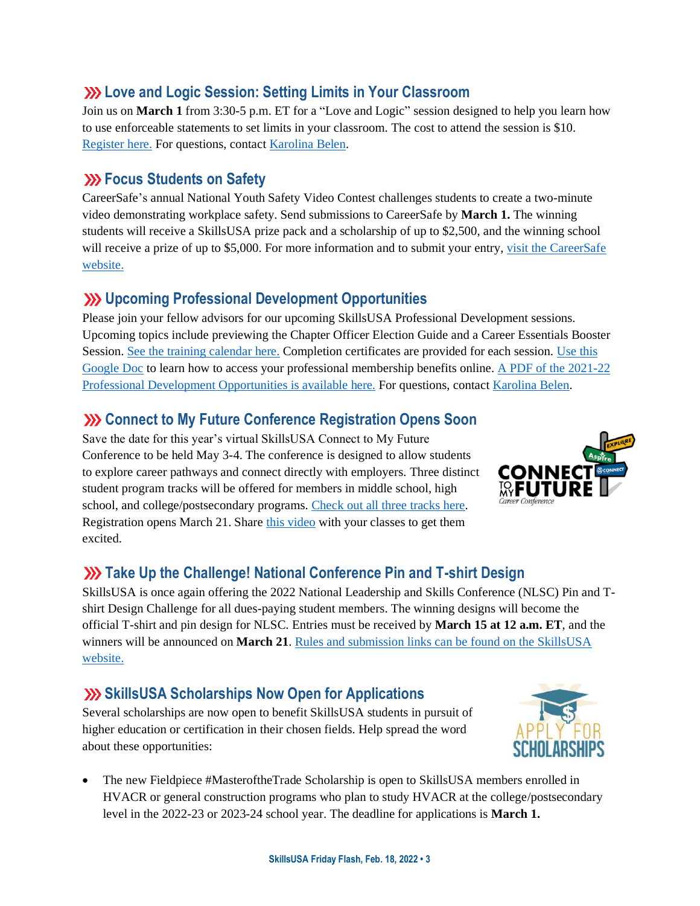## Love and Logic Session: Setting Limits in Your Classroom

Join us on **March 1** from 3:30-5 p.m. ET for a "Love and Logic" session designed to help you learn how to use enforceable statements to set limits in your classroom. The cost to attend the session is $10. [Register here.](#) For questions, contact [Karolina Belen](#).

## Focus Students on Safety

CareerSafe's annual National Youth Safety Video Contest challenges students to create a two-minute video demonstrating workplace safety. Send submissions to CareerSafe by **March 1.** The winning students will receive a SkillsUSA prize pack and a scholarship of up to $2,500, and the winning school will receive a prize of up to $5,000. For more information and to submit your entry, [visit the CareerSafe website.](#)

## Upcoming Professional Development Opportunities

Please join your fellow advisors for our upcoming SkillsUSA Professional Development sessions. Upcoming topics include previewing the Chapter Officer Election Guide and a Career Essentials Booster Session. [See the training calendar here.](#) Completion certificates are provided for each session. [Use this Google Doc](#) to learn how to access your professional membership benefits online. [A PDF of the 2021-22 Professional Development Opportunities is available here.](#) For questions, contact [Karolina Belen](#).

## Connect to My Future Conference Registration Opens Soon

Save the date for this year's virtual SkillsUSA Connect to My Future Conference to be held May 3-4. The conference is designed to allow students to explore career pathways and connect directly with employers. Three distinct student program tracks will be offered for members in middle school, high school, and college/postsecondary programs. [Check out all three tracks here](#). Registration opens March 21. Share [this video](#) with your classes to get them excited.

## Take Up the Challenge! National Conference Pin and T-shirt Design

SkillsUSA is once again offering the 2022 National Leadership and Skills Conference (NLSC) Pin and T-shirt Design Challenge for all dues-paying student members. The winning designs will become the official T-shirt and pin design for NLSC. Entries must be received by **March 15 at 12 a.m. ET**, and the winners will be announced on **March 21**. [Rules and submission links can be found on the SkillsUSA website.](#)

## SkillsUSA Scholarships Now Open for Applications

Several scholarships are now open to benefit SkillsUSA students in pursuit of higher education or certification in their chosen fields. Help spread the word about these opportunities:

- The new Fieldpiece #MasteroftheTrade Scholarship is open to SkillsUSA members enrolled in HVACR or general construction programs who plan to study HVACR at the college/postsecondary level in the 2022-23 or 2023-24 school year. The deadline for applications is **March 1.**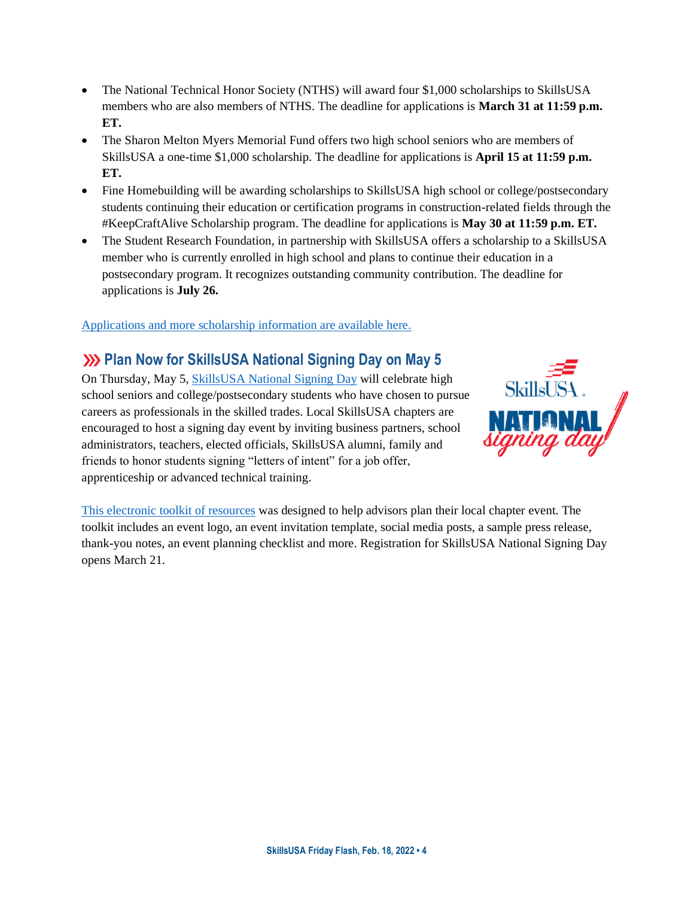- The National Technical Honor Society (NTHS) will award four $1,000 scholarships to SkillsUSA members who are also members of NTHS. The deadline for applications is **March 31 at 11:59 p.m. ET.**
- The Sharon Melton Myers Memorial Fund offers two high school seniors who are members of SkillsUSA a one-time $1,000 scholarship. The deadline for applications is **April 15 at 11:59 p.m. ET.**
- Fine Homebuilding will be awarding scholarships to SkillsUSA high school or college/postsecondary students continuing their education or certification programs in construction-related fields through the #KeepCraftAlive Scholarship program. The deadline for applications is **May 30 at 11:59 p.m. ET.**
- The Student Research Foundation, in partnership with SkillsUSA offers a scholarship to a SkillsUSA member who is currently enrolled in high school and plans to continue their education in a postsecondary program. It recognizes outstanding community contribution. The deadline for applications is **July 26.**

[Applications and more scholarship information are available here.]

## ››› Plan Now for SkillsUSA National Signing Day on May 5

On Thursday, May 5, [SkillsUSA National Signing Day] will celebrate high school seniors and college/postsecondary students who have chosen to pursue careers as professionals in the skilled trades. Local SkillsUSA chapters are encouraged to host a signing day event by inviting business partners, school administrators, teachers, elected officials, SkillsUSA alumni, family and friends to honor students signing "letters of intent" for a job offer, apprenticeship or advanced technical training.

[This electronic toolkit of resources] was designed to help advisors plan their local chapter event. The toolkit includes an event logo, an event invitation template, social media posts, a sample press release, thank-you notes, an event planning checklist and more. Registration for SkillsUSA National Signing Day opens March 21.